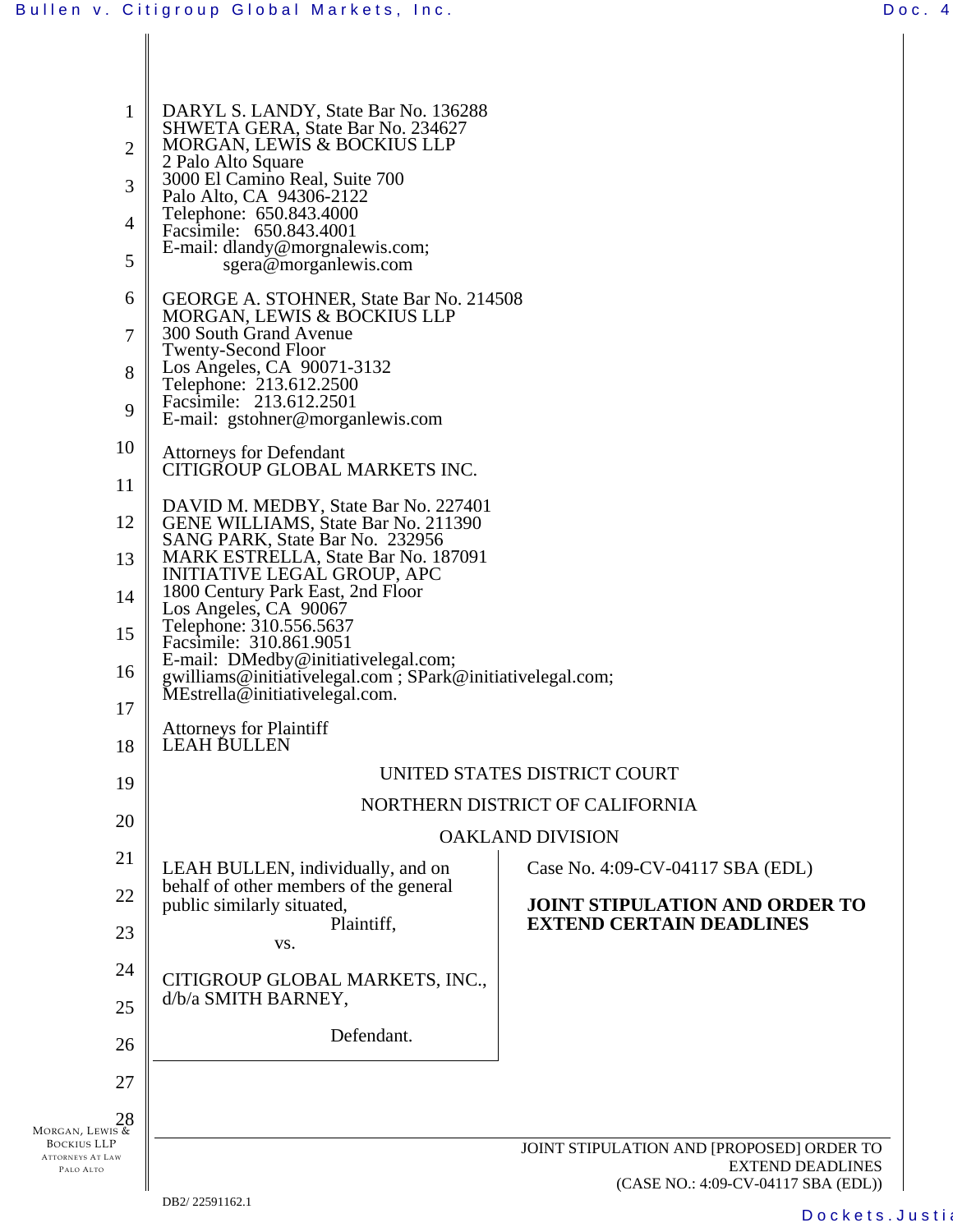DARYL S. LANDY, State Bar No. 136288
SHWETA GERA, State Bar No. 234627
MORGAN, LEWIS & BOCKIUS LLP
2 Palo Alto Square
3000 El Camino Real, Suite 700
Palo Alto, CA 94306-2122
Telephone: 650.843.4000
Facsimile: 650.843.4001
E-mail: dlandy@morgnalewis.com;
sgera@morganlewis.com

GEORGE A. STOHNER, State Bar No. 214508
MORGAN, LEWIS & BOCKIUS LLP
300 South Grand Avenue
Twenty-Second Floor
Los Angeles, CA 90071-3132
Telephone: 213.612.2500
Facsimile: 213.612.2501
E-mail: gstohner@morganlewis.com

Attorneys for Defendant
CITIGROUP GLOBAL MARKETS INC.

DAVID M. MEDBY, State Bar No. 227401
GENE WILLIAMS, State Bar No. 211390
SANG PARK, State Bar No. 232956
MARK ESTRELLA, State Bar No. 187091
INITIATIVE LEGAL GROUP, APC
1800 Century Park East, 2nd Floor
Los Angeles, CA 90067
Telephone: 310.556.5637
Facsimile: 310.861.9051
E-mail: DMedby@initiativelegal.com;
gwilliams@initiativelegal.com ; SPark@initiativelegal.com;
MEstrella@initiativelegal.com.

Attorneys for Plaintiff
LEAH BULLEN

UNITED STATES DISTRICT COURT

NORTHERN DISTRICT OF CALIFORNIA

OAKLAND DIVISION

LEAH BULLEN, individually, and on behalf of other members of the general public similarly situated,

Plaintiff,

vs.

CITIGROUP GLOBAL MARKETS, INC., d/b/a SMITH BARNEY,

Defendant.

Case No. 4:09-CV-04117 SBA (EDL)

**JOINT STIPULATION AND ORDER TO EXTEND CERTAIN DEADLINES**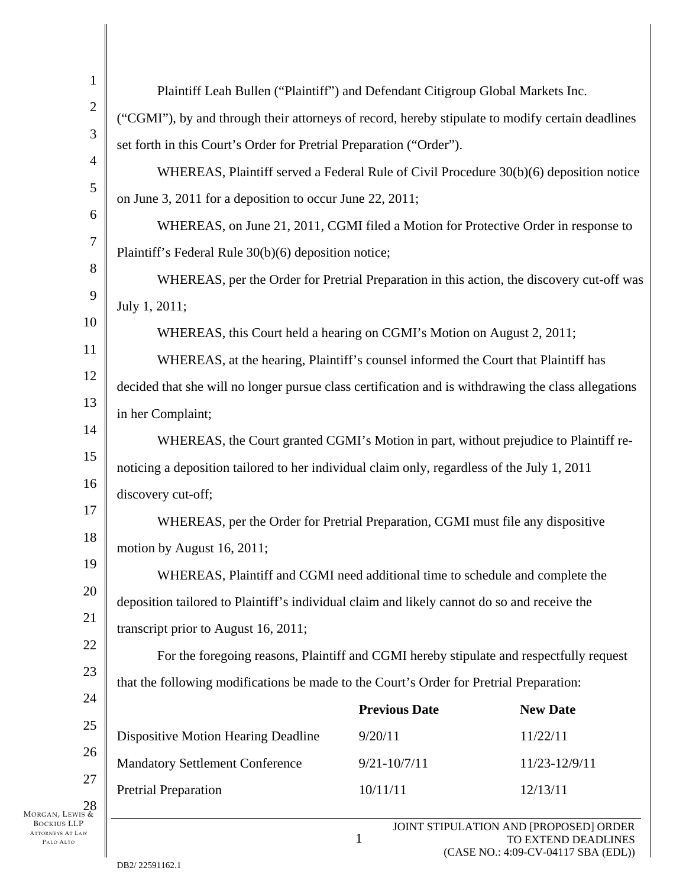Plaintiff Leah Bullen ("Plaintiff") and Defendant Citigroup Global Markets Inc. ("CGMI"), by and through their attorneys of record, hereby stipulate to modify certain deadlines set forth in this Court's Order for Pretrial Preparation ("Order").

WHEREAS, Plaintiff served a Federal Rule of Civil Procedure 30(b)(6) deposition notice on June 3, 2011 for a deposition to occur June 22, 2011;

WHEREAS, on June 21, 2011, CGMI filed a Motion for Protective Order in response to Plaintiff's Federal Rule 30(b)(6) deposition notice;

WHEREAS, per the Order for Pretrial Preparation in this action, the discovery cut-off was July 1, 2011;

WHEREAS, this Court held a hearing on CGMI's Motion on August 2, 2011;

WHEREAS, at the hearing, Plaintiff's counsel informed the Court that Plaintiff has decided that she will no longer pursue class certification and is withdrawing the class allegations in her Complaint;

WHEREAS, the Court granted CGMI's Motion in part, without prejudice to Plaintiff re-noticing a deposition tailored to her individual claim only, regardless of the July 1, 2011 discovery cut-off;

WHEREAS, per the Order for Pretrial Preparation, CGMI must file any dispositive motion by August 16, 2011;

WHEREAS, Plaintiff and CGMI need additional time to schedule and complete the deposition tailored to Plaintiff's individual claim and likely cannot do so and receive the transcript prior to August 16, 2011;

For the foregoing reasons, Plaintiff and CGMI hereby stipulate and respectfully request that the following modifications be made to the Court's Order for Pretrial Preparation:

| | **Previous Date** | **New Date** |
|---|---|---|
| Dispositive Motion Hearing Deadline | 9/20/11 | 11/22/11 |
| Mandatory Settlement Conference | 9/21-10/7/11 | 11/23-12/9/11 |
| Pretrial Preparation | 10/11/11 | 12/13/11 |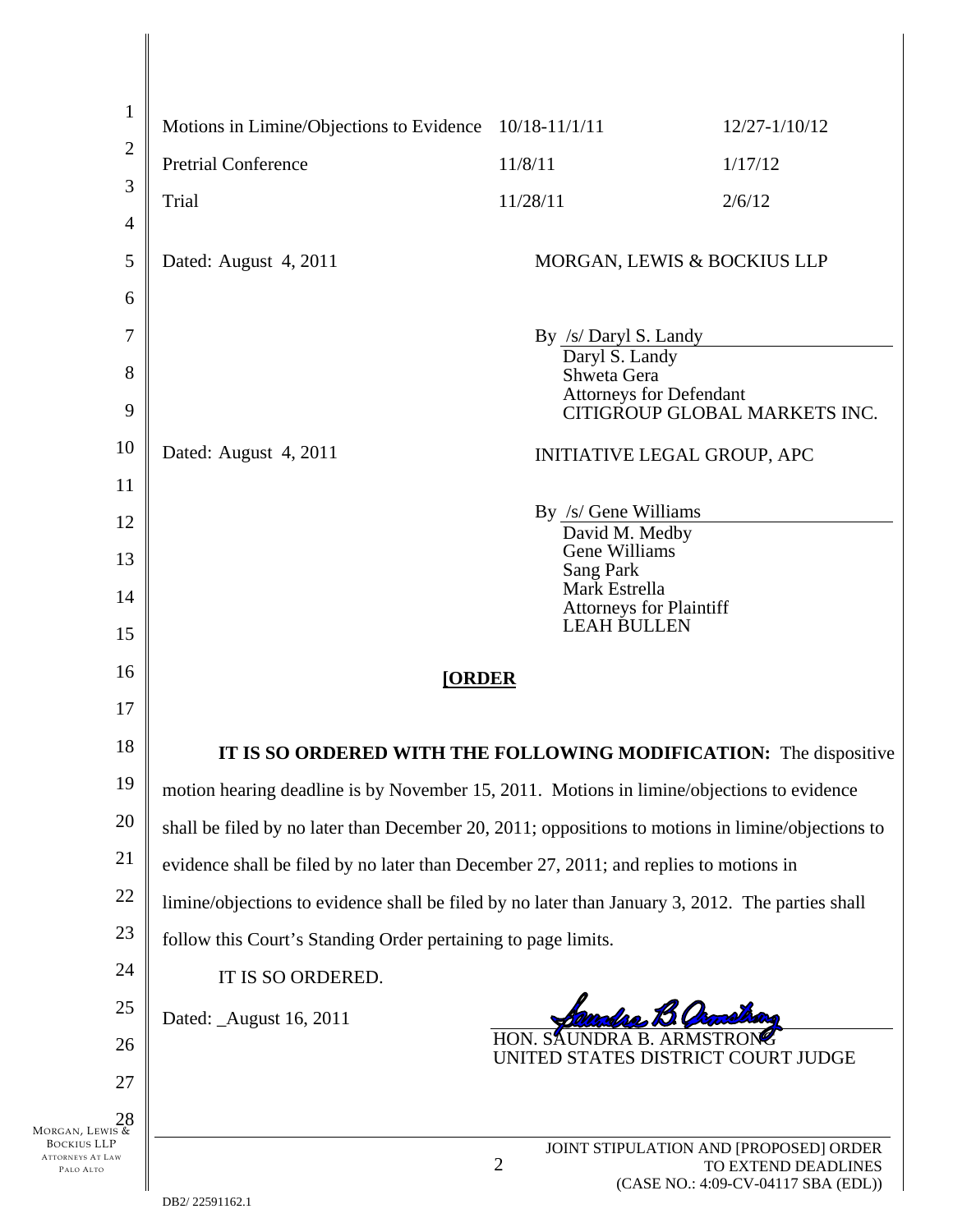| | | |
|---|---|---|
| Motions in Limine/Objections to Evidence | 10/18-11/1/11 | 12/27-1/10/12 |
| Pretrial Conference | 11/8/11 | 1/17/12 |
| Trial | 11/28/11 | 2/6/12 |

Dated: August 4, 2011

MORGAN, LEWIS & BOCKIUS LLP

By /s/ Daryl S. Landy
Daryl S. Landy
Shweta Gera
Attorneys for Defendant
CITIGROUP GLOBAL MARKETS INC.

Dated: August 4, 2011

INITIATIVE LEGAL GROUP, APC

By /s/ Gene Williams
David M. Medby
Gene Williams
Sang Park
Mark Estrella
Attorneys for Plaintiff
LEAH BULLEN

**[ORDER**

**IT IS SO ORDERED WITH THE FOLLOWING MODIFICATION:** The dispositive motion hearing deadline is by November 15, 2011. Motions in limine/objections to evidence shall be filed by no later than December 20, 2011; oppositions to motions in limine/objections to evidence shall be filed by no later than December 27, 2011; and replies to motions in limine/objections to evidence shall be filed by no later than January 3, 2012. The parties shall follow this Court's Standing Order pertaining to page limits.

IT IS SO ORDERED.

Dated: _August 16, 2011

HON. SAUNDRA B. ARMSTRONG
UNITED STATES DISTRICT COURT JUDGE

DB2/ 22591162.1